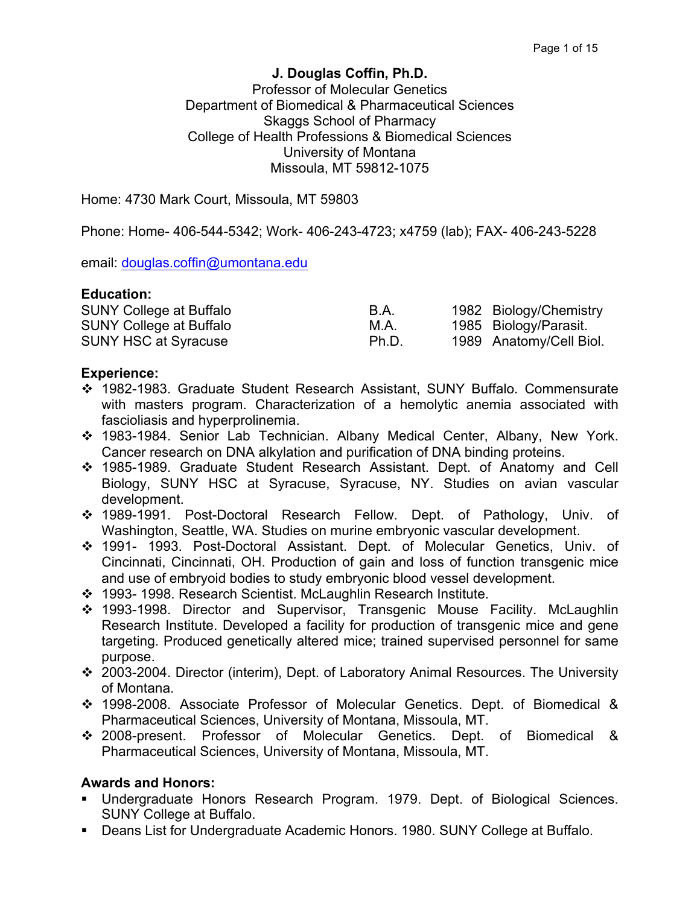**J. Douglas Coffin, Ph.D.**
Professor of Molecular Genetics
Department of Biomedical & Pharmaceutical Sciences
Skaggs School of Pharmacy
College of Health Professions & Biomedical Sciences
University of Montana
Missoula, MT 59812-1075

Home: 4730 Mark Court, Missoula, MT 59803

Phone: Home- 406-544-5342; Work- 406-243-4723; x4759 (lab); FAX- 406-243-5228

email: douglas.coffin@umontana.edu

**Education:**

| | | | |
|---|---|---|---|
| SUNY College at Buffalo | B.A. | 1982 | Biology/Chemistry |
| SUNY College at Buffalo | M.A. | 1985 | Biology/Parasit. |
| SUNY HSC at Syracuse | Ph.D. | 1989 | Anatomy/Cell Biol. |

**Experience:**

- 1982-1983. Graduate Student Research Assistant, SUNY Buffalo. Commensurate with masters program. Characterization of a hemolytic anemia associated with fascioliasis and hyperprolinemia.
- 1983-1984. Senior Lab Technician. Albany Medical Center, Albany, New York. Cancer research on DNA alkylation and purification of DNA binding proteins.
- 1985-1989. Graduate Student Research Assistant. Dept. of Anatomy and Cell Biology, SUNY HSC at Syracuse, Syracuse, NY. Studies on avian vascular development.
- 1989-1991. Post-Doctoral Research Fellow. Dept. of Pathology, Univ. of Washington, Seattle, WA. Studies on murine embryonic vascular development.
- 1991- 1993. Post-Doctoral Assistant. Dept. of Molecular Genetics, Univ. of Cincinnati, Cincinnati, OH. Production of gain and loss of function transgenic mice and use of embryoid bodies to study embryonic blood vessel development.
- 1993- 1998. Research Scientist. McLaughlin Research Institute.
- 1993-1998. Director and Supervisor, Transgenic Mouse Facility. McLaughlin Research Institute. Developed a facility for production of transgenic mice and gene targeting. Produced genetically altered mice; trained supervised personnel for same purpose.
- 2003-2004. Director (interim), Dept. of Laboratory Animal Resources. The University of Montana.
- 1998-2008. Associate Professor of Molecular Genetics. Dept. of Biomedical & Pharmaceutical Sciences, University of Montana, Missoula, MT.
- 2008-present. Professor of Molecular Genetics. Dept. of Biomedical & Pharmaceutical Sciences, University of Montana, Missoula, MT.

**Awards and Honors:**

- Undergraduate Honors Research Program. 1979. Dept. of Biological Sciences. SUNY College at Buffalo.
- Deans List for Undergraduate Academic Honors. 1980. SUNY College at Buffalo.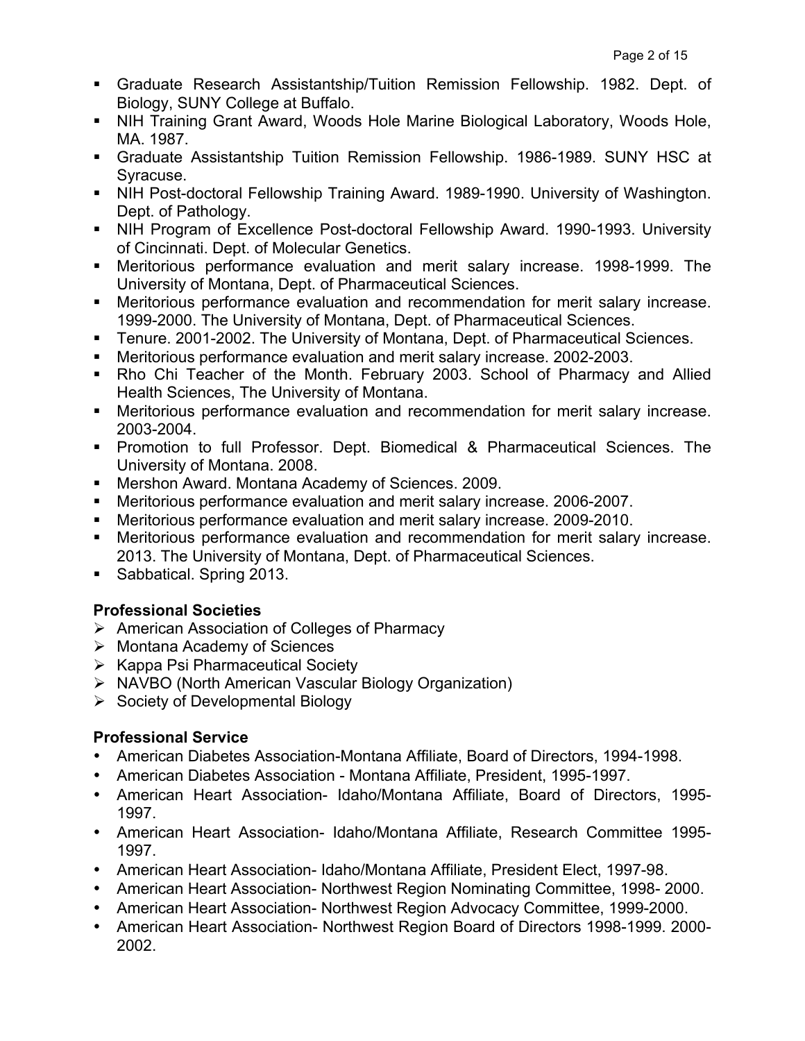- Graduate Research Assistantship/Tuition Remission Fellowship. 1982. Dept. of Biology, SUNY College at Buffalo.
- NIH Training Grant Award, Woods Hole Marine Biological Laboratory, Woods Hole, MA. 1987.
- Graduate Assistantship Tuition Remission Fellowship. 1986-1989. SUNY HSC at Syracuse.
- NIH Post-doctoral Fellowship Training Award. 1989-1990. University of Washington. Dept. of Pathology.
- NIH Program of Excellence Post-doctoral Fellowship Award. 1990-1993. University of Cincinnati. Dept. of Molecular Genetics.
- Meritorious performance evaluation and merit salary increase. 1998-1999. The University of Montana, Dept. of Pharmaceutical Sciences.
- Meritorious performance evaluation and recommendation for merit salary increase. 1999-2000. The University of Montana, Dept. of Pharmaceutical Sciences.
- Tenure. 2001-2002. The University of Montana, Dept. of Pharmaceutical Sciences.
- Meritorious performance evaluation and merit salary increase. 2002-2003.
- Rho Chi Teacher of the Month. February 2003. School of Pharmacy and Allied Health Sciences, The University of Montana.
- Meritorious performance evaluation and recommendation for merit salary increase. 2003-2004.
- Promotion to full Professor. Dept. Biomedical & Pharmaceutical Sciences. The University of Montana. 2008.
- Mershon Award. Montana Academy of Sciences. 2009.
- Meritorious performance evaluation and merit salary increase. 2006-2007.
- Meritorious performance evaluation and merit salary increase. 2009-2010.
- Meritorious performance evaluation and recommendation for merit salary increase. 2013. The University of Montana, Dept. of Pharmaceutical Sciences.
- Sabbatical. Spring 2013.

**Professional Societies**

- American Association of Colleges of Pharmacy
- Montana Academy of Sciences
- Kappa Psi Pharmaceutical Society
- NAVBO (North American Vascular Biology Organization)
- Society of Developmental Biology

**Professional Service**

- American Diabetes Association-Montana Affiliate, Board of Directors, 1994-1998.
- American Diabetes Association - Montana Affiliate, President, 1995-1997.
- American Heart Association- Idaho/Montana Affiliate, Board of Directors, 1995-1997.
- American Heart Association- Idaho/Montana Affiliate, Research Committee 1995-1997.
- American Heart Association- Idaho/Montana Affiliate, President Elect, 1997-98.
- American Heart Association- Northwest Region Nominating Committee, 1998- 2000.
- American Heart Association- Northwest Region Advocacy Committee, 1999-2000.
- American Heart Association- Northwest Region Board of Directors 1998-1999. 2000-2002.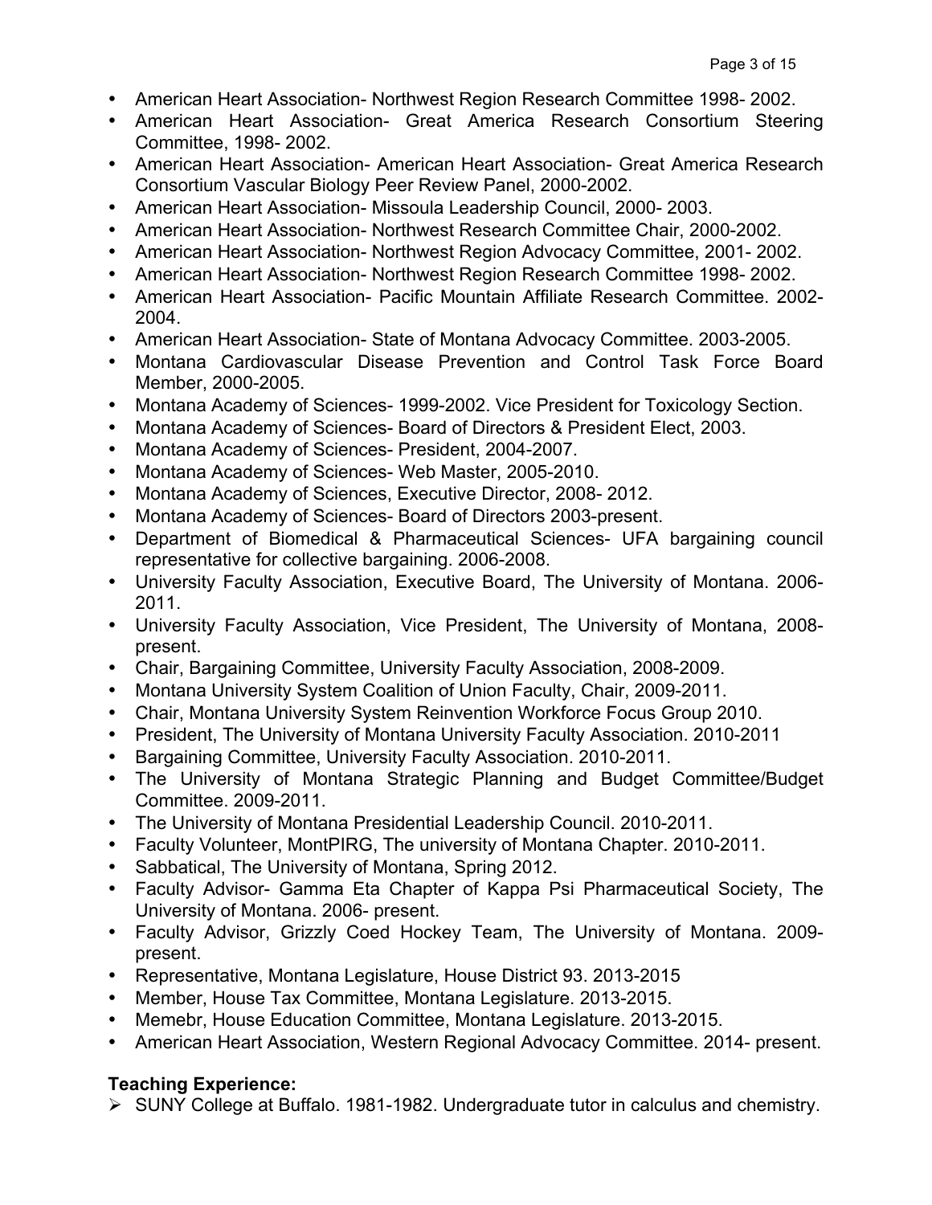- American Heart Association- Northwest Region Research Committee 1998- 2002.
- American Heart Association- Great America Research Consortium Steering Committee, 1998- 2002.
- American Heart Association- American Heart Association- Great America Research Consortium Vascular Biology Peer Review Panel, 2000-2002.
- American Heart Association- Missoula Leadership Council, 2000- 2003.
- American Heart Association- Northwest Research Committee Chair, 2000-2002.
- American Heart Association- Northwest Region Advocacy Committee, 2001- 2002.
- American Heart Association- Northwest Region Research Committee 1998- 2002.
- American Heart Association- Pacific Mountain Affiliate Research Committee. 2002-2004.
- American Heart Association- State of Montana Advocacy Committee. 2003-2005.
- Montana Cardiovascular Disease Prevention and Control Task Force Board Member, 2000-2005.
- Montana Academy of Sciences- 1999-2002. Vice President for Toxicology Section.
- Montana Academy of Sciences- Board of Directors & President Elect, 2003.
- Montana Academy of Sciences- President, 2004-2007.
- Montana Academy of Sciences- Web Master, 2005-2010.
- Montana Academy of Sciences, Executive Director, 2008- 2012.
- Montana Academy of Sciences- Board of Directors 2003-present.
- Department of Biomedical & Pharmaceutical Sciences- UFA bargaining council representative for collective bargaining. 2006-2008.
- University Faculty Association, Executive Board, The University of Montana. 2006-2011.
- University Faculty Association, Vice President, The University of Montana, 2008-present.
- Chair, Bargaining Committee, University Faculty Association, 2008-2009.
- Montana University System Coalition of Union Faculty, Chair, 2009-2011.
- Chair, Montana University System Reinvention Workforce Focus Group 2010.
- President, The University of Montana University Faculty Association. 2010-2011
- Bargaining Committee, University Faculty Association. 2010-2011.
- The University of Montana Strategic Planning and Budget Committee/Budget Committee. 2009-2011.
- The University of Montana Presidential Leadership Council. 2010-2011.
- Faculty Volunteer, MontPIRG, The university of Montana Chapter. 2010-2011.
- Sabbatical, The University of Montana, Spring 2012.
- Faculty Advisor- Gamma Eta Chapter of Kappa Psi Pharmaceutical Society, The University of Montana. 2006- present.
- Faculty Advisor, Grizzly Coed Hockey Team, The University of Montana. 2009-present.
- Representative, Montana Legislature, House District 93. 2013-2015
- Member, House Tax Committee, Montana Legislature. 2013-2015.
- Memebr, House Education Committee, Montana Legislature. 2013-2015.
- American Heart Association, Western Regional Advocacy Committee. 2014- present.

**Teaching Experience:**

- SUNY College at Buffalo. 1981-1982. Undergraduate tutor in calculus and chemistry.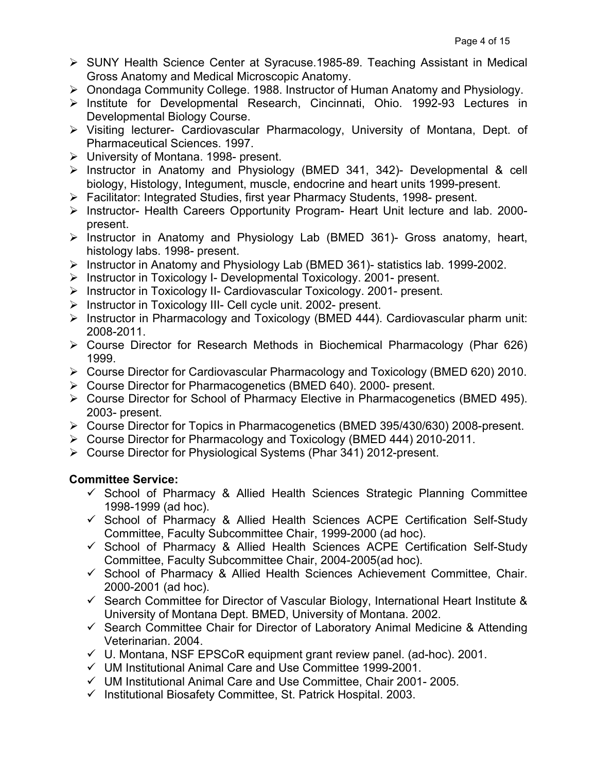- SUNY Health Science Center at Syracuse.1985-89. Teaching Assistant in Medical Gross Anatomy and Medical Microscopic Anatomy.
- Onondaga Community College. 1988. Instructor of Human Anatomy and Physiology.
- Institute for Developmental Research, Cincinnati, Ohio. 1992-93 Lectures in Developmental Biology Course.
- Visiting lecturer- Cardiovascular Pharmacology, University of Montana, Dept. of Pharmaceutical Sciences. 1997.
- University of Montana. 1998- present.
- Instructor in Anatomy and Physiology (BMED 341, 342)- Developmental & cell biology, Histology, Integument, muscle, endocrine and heart units 1999-present.
- Facilitator: Integrated Studies, first year Pharmacy Students, 1998- present.
- Instructor- Health Careers Opportunity Program- Heart Unit lecture and lab. 2000-present.
- Instructor in Anatomy and Physiology Lab (BMED 361)- Gross anatomy, heart, histology labs. 1998- present.
- Instructor in Anatomy and Physiology Lab (BMED 361)- statistics lab. 1999-2002.
- Instructor in Toxicology I- Developmental Toxicology. 2001- present.
- Instructor in Toxicology II- Cardiovascular Toxicology. 2001- present.
- Instructor in Toxicology III- Cell cycle unit. 2002- present.
- Instructor in Pharmacology and Toxicology (BMED 444). Cardiovascular pharm unit: 2008-2011.
- Course Director for Research Methods in Biochemical Pharmacology (Phar 626) 1999.
- Course Director for Cardiovascular Pharmacology and Toxicology (BMED 620) 2010.
- Course Director for Pharmacogenetics (BMED 640). 2000- present.
- Course Director for School of Pharmacy Elective in Pharmacogenetics (BMED 495). 2003- present.
- Course Director for Topics in Pharmacogenetics (BMED 395/430/630) 2008-present.
- Course Director for Pharmacology and Toxicology (BMED 444) 2010-2011.
- Course Director for Physiological Systems (Phar 341) 2012-present.

**Committee Service:**

- ✓ School of Pharmacy & Allied Health Sciences Strategic Planning Committee 1998-1999 (ad hoc).
- ✓ School of Pharmacy & Allied Health Sciences ACPE Certification Self-Study Committee, Faculty Subcommittee Chair, 1999-2000 (ad hoc).
- ✓ School of Pharmacy & Allied Health Sciences ACPE Certification Self-Study Committee, Faculty Subcommittee Chair, 2004-2005(ad hoc).
- ✓ School of Pharmacy & Allied Health Sciences Achievement Committee, Chair. 2000-2001 (ad hoc).
- ✓ Search Committee for Director of Vascular Biology, International Heart Institute & University of Montana Dept. BMED, University of Montana. 2002.
- ✓ Search Committee Chair for Director of Laboratory Animal Medicine & Attending Veterinarian. 2004.
- ✓ U. Montana, NSF EPSCoR equipment grant review panel. (ad-hoc). 2001.
- ✓ UM Institutional Animal Care and Use Committee 1999-2001.
- ✓ UM Institutional Animal Care and Use Committee, Chair 2001- 2005.
- ✓ Institutional Biosafety Committee, St. Patrick Hospital. 2003.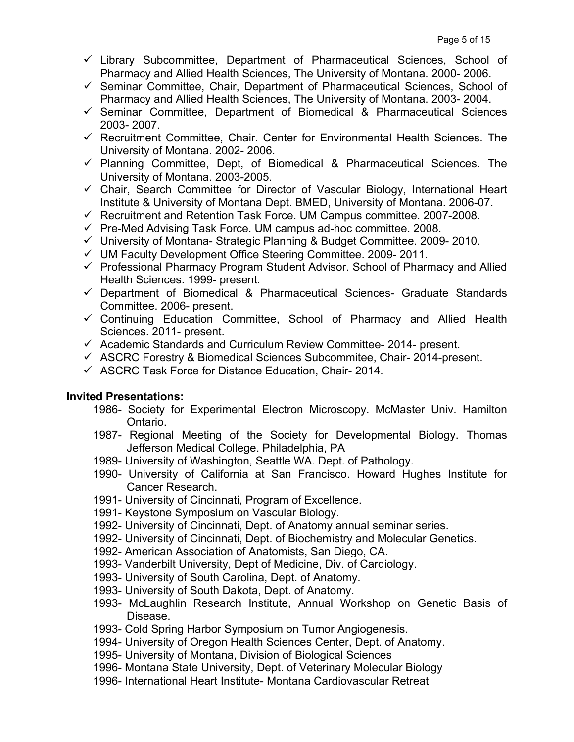- ✓ Library Subcommittee, Department of Pharmaceutical Sciences, School of Pharmacy and Allied Health Sciences, The University of Montana. 2000- 2006.
- ✓ Seminar Committee, Chair, Department of Pharmaceutical Sciences, School of Pharmacy and Allied Health Sciences, The University of Montana. 2003- 2004.
- ✓ Seminar Committee, Department of Biomedical & Pharmaceutical Sciences 2003- 2007.
- ✓ Recruitment Committee, Chair. Center for Environmental Health Sciences. The University of Montana. 2002- 2006.
- ✓ Planning Committee, Dept, of Biomedical & Pharmaceutical Sciences. The University of Montana. 2003-2005.
- ✓ Chair, Search Committee for Director of Vascular Biology, International Heart Institute & University of Montana Dept. BMED, University of Montana. 2006-07.
- ✓ Recruitment and Retention Task Force. UM Campus committee. 2007-2008.
- ✓ Pre-Med Advising Task Force. UM campus ad-hoc committee. 2008.
- ✓ University of Montana- Strategic Planning & Budget Committee. 2009- 2010.
- ✓ UM Faculty Development Office Steering Committee. 2009- 2011.
- ✓ Professional Pharmacy Program Student Advisor. School of Pharmacy and Allied Health Sciences. 1999- present.
- ✓ Department of Biomedical & Pharmaceutical Sciences- Graduate Standards Committee. 2006- present.
- ✓ Continuing Education Committee, School of Pharmacy and Allied Health Sciences. 2011- present.
- ✓ Academic Standards and Curriculum Review Committee- 2014- present.
- ✓ ASCRC Forestry & Biomedical Sciences Subcommitee, Chair- 2014-present.
- ✓ ASCRC Task Force for Distance Education, Chair- 2014.

**Invited Presentations:**

1986- Society for Experimental Electron Microscopy. McMaster Univ. Hamilton Ontario.
1987- Regional Meeting of the Society for Developmental Biology. Thomas Jefferson Medical College. Philadelphia, PA
1989- University of Washington, Seattle WA. Dept. of Pathology.
1990- University of California at San Francisco. Howard Hughes Institute for Cancer Research.
1991- University of Cincinnati, Program of Excellence.
1991- Keystone Symposium on Vascular Biology.
1992- University of Cincinnati, Dept. of Anatomy annual seminar series.
1992- University of Cincinnati, Dept. of Biochemistry and Molecular Genetics.
1992- American Association of Anatomists, San Diego, CA.
1993- Vanderbilt University, Dept of Medicine, Div. of Cardiology.
1993- University of South Carolina, Dept. of Anatomy.
1993- University of South Dakota, Dept. of Anatomy.
1993- McLaughlin Research Institute, Annual Workshop on Genetic Basis of Disease.
1993- Cold Spring Harbor Symposium on Tumor Angiogenesis.
1994- University of Oregon Health Sciences Center, Dept. of Anatomy.
1995- University of Montana, Division of Biological Sciences
1996- Montana State University, Dept. of Veterinary Molecular Biology
1996- International Heart Institute- Montana Cardiovascular Retreat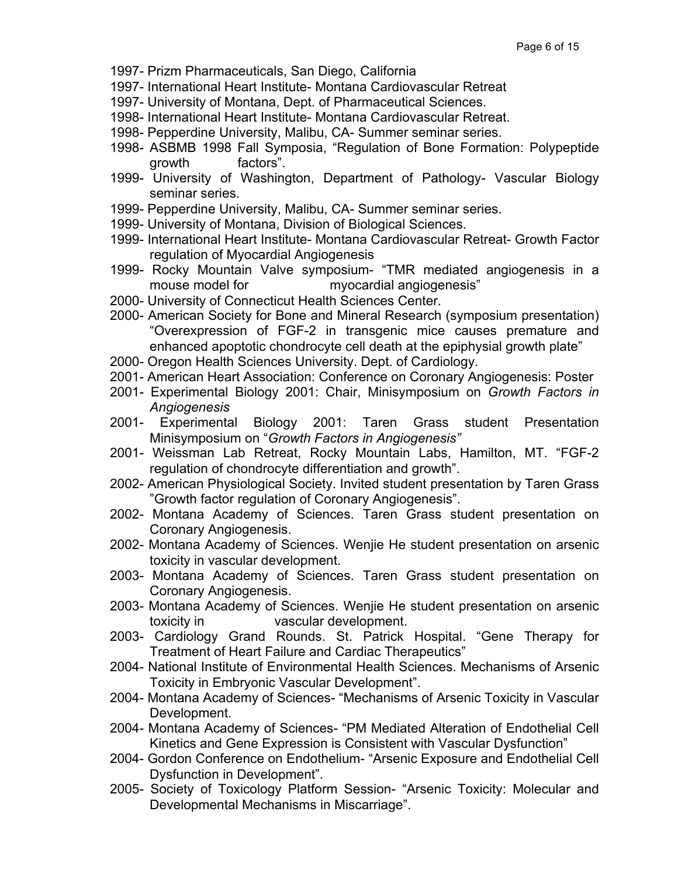1997- Prizm Pharmaceuticals, San Diego, California
1997- International Heart Institute- Montana Cardiovascular Retreat
1997- University of Montana, Dept. of Pharmaceutical Sciences.
1998- International Heart Institute- Montana Cardiovascular Retreat.
1998- Pepperdine University, Malibu, CA- Summer seminar series.
1998- ASBMB 1998 Fall Symposia, "Regulation of Bone Formation: Polypeptide growth factors".
1999- University of Washington, Department of Pathology- Vascular Biology seminar series.
1999- Pepperdine University, Malibu, CA- Summer seminar series.
1999- University of Montana, Division of Biological Sciences.
1999- International Heart Institute- Montana Cardiovascular Retreat- Growth Factor regulation of Myocardial Angiogenesis
1999- Rocky Mountain Valve symposium- "TMR mediated angiogenesis in a mouse model for myocardial angiogenesis"
2000- University of Connecticut Health Sciences Center.
2000- American Society for Bone and Mineral Research (symposium presentation) "Overexpression of FGF-2 in transgenic mice causes premature and enhanced apoptotic chondrocyte cell death at the epiphysial growth plate"
2000- Oregon Health Sciences University. Dept. of Cardiology.
2001- American Heart Association: Conference on Coronary Angiogenesis: Poster
2001- Experimental Biology 2001: Chair, Minisymposium on *Growth Factors in Angiogenesis*
2001- Experimental Biology 2001: Taren Grass student Presentation Minisymposium on "*Growth Factors in Angiogenesis"*
2001- Weissman Lab Retreat, Rocky Mountain Labs, Hamilton, MT. "FGF-2 regulation of chondrocyte differentiation and growth".
2002- American Physiological Society. Invited student presentation by Taren Grass "Growth factor regulation of Coronary Angiogenesis".
2002- Montana Academy of Sciences. Taren Grass student presentation on Coronary Angiogenesis.
2002- Montana Academy of Sciences. Wenjie He student presentation on arsenic toxicity in vascular development.
2003- Montana Academy of Sciences. Taren Grass student presentation on Coronary Angiogenesis.
2003- Montana Academy of Sciences. Wenjie He student presentation on arsenic toxicity in vascular development.
2003- Cardiology Grand Rounds. St. Patrick Hospital. "Gene Therapy for Treatment of Heart Failure and Cardiac Therapeutics"
2004- National Institute of Environmental Health Sciences. Mechanisms of Arsenic Toxicity in Embryonic Vascular Development".
2004- Montana Academy of Sciences- "Mechanisms of Arsenic Toxicity in Vascular Development.
2004- Montana Academy of Sciences- "PM Mediated Alteration of Endothelial Cell Kinetics and Gene Expression is Consistent with Vascular Dysfunction"
2004- Gordon Conference on Endothelium- "Arsenic Exposure and Endothelial Cell Dysfunction in Development".
2005- Society of Toxicology Platform Session- "Arsenic Toxicity: Molecular and Developmental Mechanisms in Miscarriage".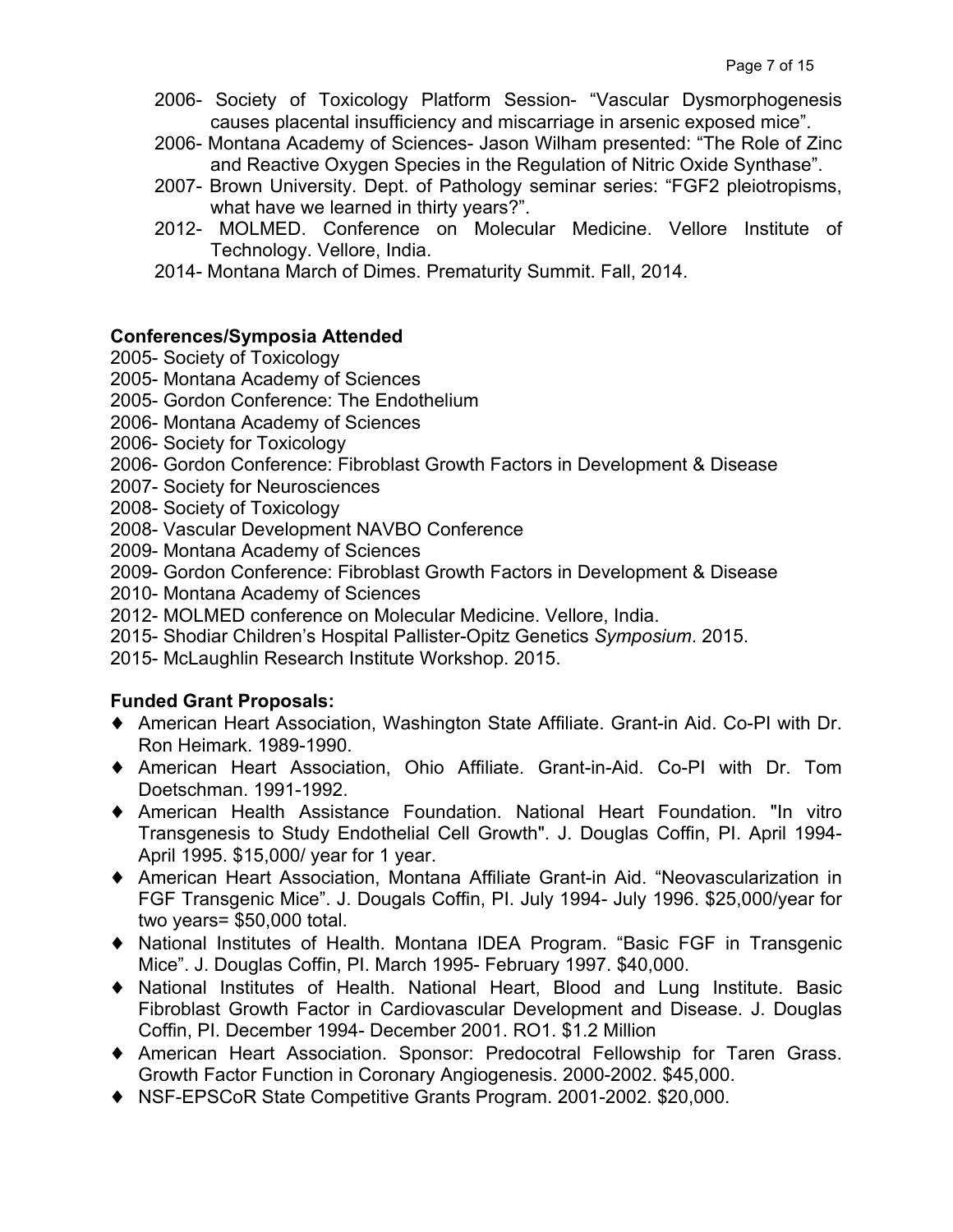- 2006- Society of Toxicology Platform Session- "Vascular Dysmorphogenesis causes placental insufficiency and miscarriage in arsenic exposed mice".
- 2006- Montana Academy of Sciences- Jason Wilham presented: "The Role of Zinc and Reactive Oxygen Species in the Regulation of Nitric Oxide Synthase".
- 2007- Brown University. Dept. of Pathology seminar series: "FGF2 pleiotropisms, what have we learned in thirty years?".
- 2012- MOLMED. Conference on Molecular Medicine. Vellore Institute of Technology. Vellore, India.
- 2014- Montana March of Dimes. Prematurity Summit. Fall, 2014.

**Conferences/Symposia Attended**

2005- Society of Toxicology
2005- Montana Academy of Sciences
2005- Gordon Conference: The Endothelium
2006- Montana Academy of Sciences
2006- Society for Toxicology
2006- Gordon Conference: Fibroblast Growth Factors in Development & Disease
2007- Society for Neurosciences
2008- Society of Toxicology
2008- Vascular Development NAVBO Conference
2009- Montana Academy of Sciences
2009- Gordon Conference: Fibroblast Growth Factors in Development & Disease
2010- Montana Academy of Sciences
2012- MOLMED conference on Molecular Medicine. Vellore, India.
2015- Shodiar Children's Hospital Pallister-Opitz Genetics *Symposium*. 2015.
2015- McLaughlin Research Institute Workshop. 2015.

**Funded Grant Proposals:**

- ♦ American Heart Association, Washington State Affiliate. Grant-in Aid. Co-PI with Dr. Ron Heimark. 1989-1990.
- ♦ American Heart Association, Ohio Affiliate. Grant-in-Aid. Co-PI with Dr. Tom Doetschman. 1991-1992.
- ♦ American Health Assistance Foundation. National Heart Foundation. "In vitro Transgenesis to Study Endothelial Cell Growth". J. Douglas Coffin, PI. April 1994- April 1995. $15,000/ year for 1 year.
- ♦ American Heart Association, Montana Affiliate Grant-in Aid. "Neovascularization in FGF Transgenic Mice". J. Dougals Coffin, PI. July 1994- July 1996. $25,000/year for two years= $50,000 total.
- ♦ National Institutes of Health. Montana IDEA Program. "Basic FGF in Transgenic Mice". J. Douglas Coffin, PI. March 1995- February 1997. $40,000.
- ♦ National Institutes of Health. National Heart, Blood and Lung Institute. Basic Fibroblast Growth Factor in Cardiovascular Development and Disease. J. Douglas Coffin, PI. December 1994- December 2001. RO1. $1.2 Million
- ♦ American Heart Association. Sponsor: Predocotral Fellowship for Taren Grass. Growth Factor Function in Coronary Angiogenesis. 2000-2002. $45,000.
- ♦ NSF-EPSCoR State Competitive Grants Program. 2001-2002. $20,000.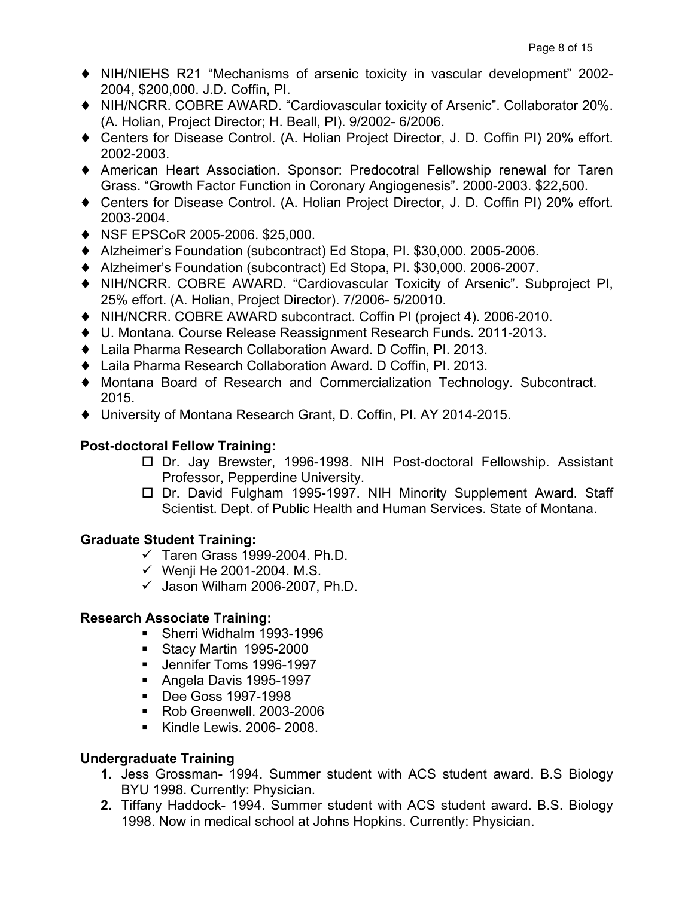- NIH/NIEHS R21 "Mechanisms of arsenic toxicity in vascular development" 2002-2004, $200,000. J.D. Coffin, PI.
- NIH/NCRR. COBRE AWARD. "Cardiovascular toxicity of Arsenic". Collaborator 20%. (A. Holian, Project Director; H. Beall, PI). 9/2002- 6/2006.
- Centers for Disease Control. (A. Holian Project Director, J. D. Coffin PI) 20% effort. 2002-2003.
- American Heart Association. Sponsor: Predocotral Fellowship renewal for Taren Grass. "Growth Factor Function in Coronary Angiogenesis". 2000-2003. $22,500.
- Centers for Disease Control. (A. Holian Project Director, J. D. Coffin PI) 20% effort. 2003-2004.
- NSF EPSCoR 2005-2006. $25,000.
- Alzheimer's Foundation (subcontract) Ed Stopa, PI. $30,000. 2005-2006.
- Alzheimer's Foundation (subcontract) Ed Stopa, PI. $30,000. 2006-2007.
- NIH/NCRR. COBRE AWARD. "Cardiovascular Toxicity of Arsenic". Subproject PI, 25% effort. (A. Holian, Project Director). 7/2006- 5/20010.
- NIH/NCRR. COBRE AWARD subcontract. Coffin PI (project 4). 2006-2010.
- U. Montana. Course Release Reassignment Research Funds. 2011-2013.
- Laila Pharma Research Collaboration Award. D Coffin, PI. 2013.
- Laila Pharma Research Collaboration Award. D Coffin, PI. 2013.
- Montana Board of Research and Commercialization Technology. Subcontract. 2015.
- University of Montana Research Grant, D. Coffin, PI. AY 2014-2015.

**Post-doctoral Fellow Training:**

- Dr. Jay Brewster, 1996-1998. NIH Post-doctoral Fellowship. Assistant Professor, Pepperdine University.
- Dr. David Fulgham 1995-1997. NIH Minority Supplement Award. Staff Scientist. Dept. of Public Health and Human Services. State of Montana.

**Graduate Student Training:**

- Taren Grass 1999-2004. Ph.D.
- Wenji He 2001-2004. M.S.
- Jason Wilham 2006-2007, Ph.D.

**Research Associate Training:**

- Sherri Widhalm 1993-1996
- Stacy Martin 1995-2000
- Jennifer Toms 1996-1997
- Angela Davis 1995-1997
- Dee Goss 1997-1998
- Rob Greenwell. 2003-2006
- Kindle Lewis. 2006- 2008.

**Undergraduate Training**

1. Jess Grossman- 1994. Summer student with ACS student award. B.S Biology BYU 1998. Currently: Physician.
2. Tiffany Haddock- 1994. Summer student with ACS student award. B.S. Biology 1998. Now in medical school at Johns Hopkins. Currently: Physician.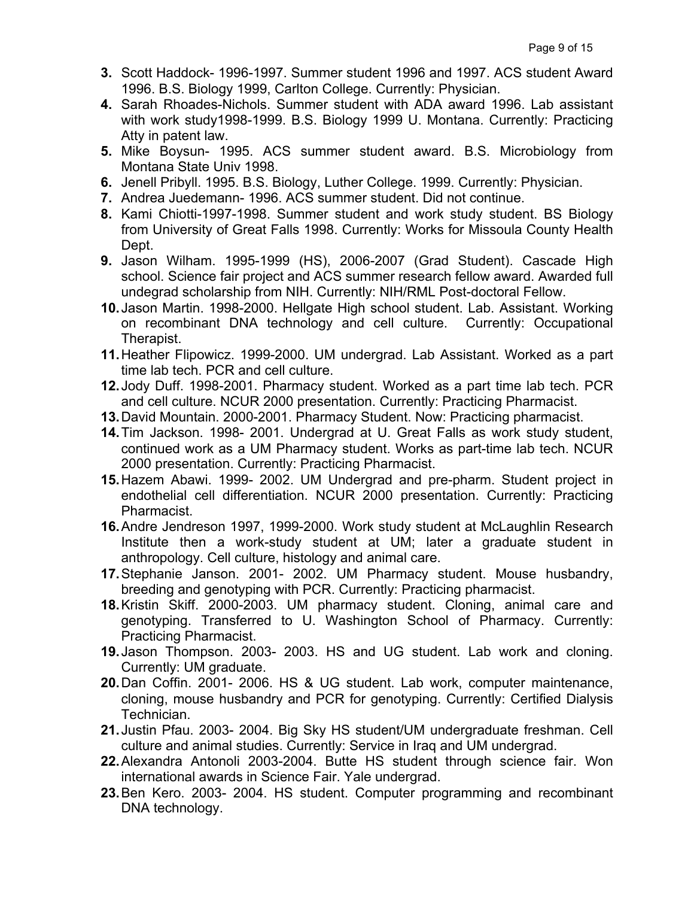3. Scott Haddock- 1996-1997. Summer student 1996 and 1997. ACS student Award 1996. B.S. Biology 1999, Carlton College. Currently: Physician.
4. Sarah Rhoades-Nichols. Summer student with ADA award 1996. Lab assistant with work study1998-1999. B.S. Biology 1999 U. Montana. Currently: Practicing Atty in patent law.
5. Mike Boysun- 1995. ACS summer student award. B.S. Microbiology from Montana State Univ 1998.
6. Jenell Pribyll. 1995. B.S. Biology, Luther College. 1999. Currently: Physician.
7. Andrea Juedemann- 1996. ACS summer student. Did not continue.
8. Kami Chiotti-1997-1998. Summer student and work study student. BS Biology from University of Great Falls 1998. Currently: Works for Missoula County Health Dept.
9. Jason Wilham. 1995-1999 (HS), 2006-2007 (Grad Student). Cascade High school. Science fair project and ACS summer research fellow award. Awarded full undegrad scholarship from NIH. Currently: NIH/RML Post-doctoral Fellow.
10. Jason Martin. 1998-2000. Hellgate High school student. Lab. Assistant. Working on recombinant DNA technology and cell culture. Currently: Occupational Therapist.
11. Heather Flipowicz. 1999-2000. UM undergrad. Lab Assistant. Worked as a part time lab tech. PCR and cell culture.
12. Jody Duff. 1998-2001. Pharmacy student. Worked as a part time lab tech. PCR and cell culture. NCUR 2000 presentation. Currently: Practicing Pharmacist.
13. David Mountain. 2000-2001. Pharmacy Student. Now: Practicing pharmacist.
14. Tim Jackson. 1998- 2001. Undergrad at U. Great Falls as work study student, continued work as a UM Pharmacy student. Works as part-time lab tech. NCUR 2000 presentation. Currently: Practicing Pharmacist.
15. Hazem Abawi. 1999- 2002. UM Undergrad and pre-pharm. Student project in endothelial cell differentiation. NCUR 2000 presentation. Currently: Practicing Pharmacist.
16. Andre Jendreson 1997, 1999-2000. Work study student at McLaughlin Research Institute then a work-study student at UM; later a graduate student in anthropology. Cell culture, histology and animal care.
17. Stephanie Janson. 2001- 2002. UM Pharmacy student. Mouse husbandry, breeding and genotyping with PCR. Currently: Practicing pharmacist.
18. Kristin Skiff. 2000-2003. UM pharmacy student. Cloning, animal care and genotyping. Transferred to U. Washington School of Pharmacy. Currently: Practicing Pharmacist.
19. Jason Thompson. 2003- 2003. HS and UG student. Lab work and cloning. Currently: UM graduate.
20. Dan Coffin. 2001- 2006. HS & UG student. Lab work, computer maintenance, cloning, mouse husbandry and PCR for genotyping. Currently: Certified Dialysis Technician.
21. Justin Pfau. 2003- 2004. Big Sky HS student/UM undergraduate freshman. Cell culture and animal studies. Currently: Service in Iraq and UM undergrad.
22. Alexandra Antonoli 2003-2004. Butte HS student through science fair. Won international awards in Science Fair. Yale undergrad.
23. Ben Kero. 2003- 2004. HS student. Computer programming and recombinant DNA technology.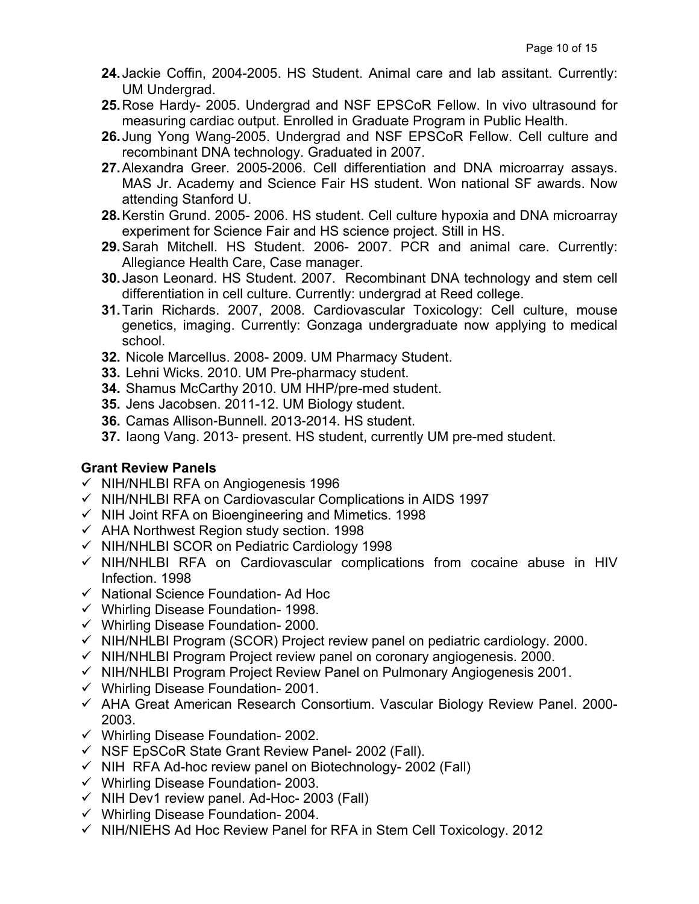24. Jackie Coffin, 2004-2005. HS Student. Animal care and lab assitant. Currently: UM Undergrad.
25. Rose Hardy- 2005. Undergrad and NSF EPSCoR Fellow. In vivo ultrasound for measuring cardiac output. Enrolled in Graduate Program in Public Health.
26. Jung Yong Wang-2005. Undergrad and NSF EPSCoR Fellow. Cell culture and recombinant DNA technology. Graduated in 2007.
27. Alexandra Greer. 2005-2006. Cell differentiation and DNA microarray assays. MAS Jr. Academy and Science Fair HS student. Won national SF awards. Now attending Stanford U.
28. Kerstin Grund. 2005- 2006. HS student. Cell culture hypoxia and DNA microarray experiment for Science Fair and HS science project. Still in HS.
29. Sarah Mitchell. HS Student. 2006- 2007. PCR and animal care. Currently: Allegiance Health Care, Case manager.
30. Jason Leonard. HS Student. 2007. Recombinant DNA technology and stem cell differentiation in cell culture. Currently: undergrad at Reed college.
31. Tarin Richards. 2007, 2008. Cardiovascular Toxicology: Cell culture, mouse genetics, imaging. Currently: Gonzaga undergraduate now applying to medical school.
32. Nicole Marcellus. 2008- 2009. UM Pharmacy Student.
33. Lehni Wicks. 2010. UM Pre-pharmacy student.
34. Shamus McCarthy 2010. UM HHP/pre-med student.
35. Jens Jacobsen. 2011-12. UM Biology student.
36. Camas Allison-Bunnell. 2013-2014. HS student.
37. Iaong Vang. 2013- present. HS student, currently UM pre-med student.

**Grant Review Panels**

- ✓ NIH/NHLBI RFA on Angiogenesis 1996
- ✓ NIH/NHLBI RFA on Cardiovascular Complications in AIDS 1997
- ✓ NIH Joint RFA on Bioengineering and Mimetics. 1998
- ✓ AHA Northwest Region study section. 1998
- ✓ NIH/NHLBI SCOR on Pediatric Cardiology 1998
- ✓ NIH/NHLBI RFA on Cardiovascular complications from cocaine abuse in HIV Infection. 1998
- ✓ National Science Foundation- Ad Hoc
- ✓ Whirling Disease Foundation- 1998.
- ✓ Whirling Disease Foundation- 2000.
- ✓ NIH/NHLBI Program (SCOR) Project review panel on pediatric cardiology. 2000.
- ✓ NIH/NHLBI Program Project review panel on coronary angiogenesis. 2000.
- ✓ NIH/NHLBI Program Project Review Panel on Pulmonary Angiogenesis 2001.
- ✓ Whirling Disease Foundation- 2001.
- ✓ AHA Great American Research Consortium. Vascular Biology Review Panel. 2000-2003.
- ✓ Whirling Disease Foundation- 2002.
- ✓ NSF EpSCoR State Grant Review Panel- 2002 (Fall).
- ✓ NIH RFA Ad-hoc review panel on Biotechnology- 2002 (Fall)
- ✓ Whirling Disease Foundation- 2003.
- ✓ NIH Dev1 review panel. Ad-Hoc- 2003 (Fall)
- ✓ Whirling Disease Foundation- 2004.
- ✓ NIH/NIEHS Ad Hoc Review Panel for RFA in Stem Cell Toxicology. 2012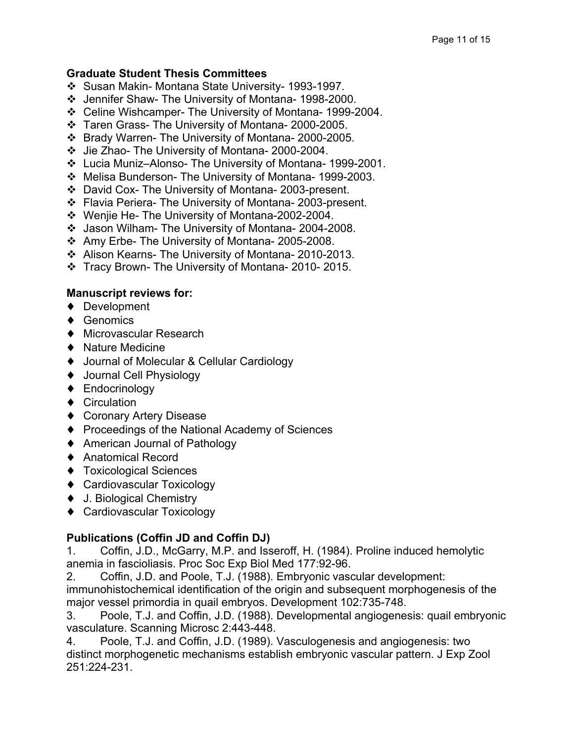**Graduate Student Thesis Committees**

- Susan Makin- Montana State University- 1993-1997.
- Jennifer Shaw- The University of Montana- 1998-2000.
- Celine Wishcamper- The University of Montana- 1999-2004.
- Taren Grass- The University of Montana- 2000-2005.
- Brady Warren- The University of Montana- 2000-2005.
- Jie Zhao- The University of Montana- 2000-2004.
- Lucia Muniz–Alonso- The University of Montana- 1999-2001.
- Melisa Bunderson- The University of Montana- 1999-2003.
- David Cox- The University of Montana- 2003-present.
- Flavia Periera- The University of Montana- 2003-present.
- Wenjie He- The University of Montana-2002-2004.
- Jason Wilham- The University of Montana- 2004-2008.
- Amy Erbe- The University of Montana- 2005-2008.
- Alison Kearns- The University of Montana- 2010-2013.
- Tracy Brown- The University of Montana- 2010- 2015.

**Manuscript reviews for:**

- Development
- Genomics
- Microvascular Research
- Nature Medicine
- Journal of Molecular & Cellular Cardiology
- Journal Cell Physiology
- Endocrinology
- Circulation
- Coronary Artery Disease
- Proceedings of the National Academy of Sciences
- American Journal of Pathology
- Anatomical Record
- Toxicological Sciences
- Cardiovascular Toxicology
- J. Biological Chemistry
- Cardiovascular Toxicology

**Publications (Coffin JD and Coffin DJ)**

1. Coffin, J.D., McGarry, M.P. and Isseroff, H. (1984). Proline induced hemolytic anemia in fascioliasis. Proc Soc Exp Biol Med 177:92-96.
2. Coffin, J.D. and Poole, T.J. (1988). Embryonic vascular development: immunohistochemical identification of the origin and subsequent morphogenesis of the major vessel primordia in quail embryos. Development 102:735-748.
3. Poole, T.J. and Coffin, J.D. (1988). Developmental angiogenesis: quail embryonic vasculature. Scanning Microsc 2:443-448.
4. Poole, T.J. and Coffin, J.D. (1989). Vasculogenesis and angiogenesis: two distinct morphogenetic mechanisms establish embryonic vascular pattern. J Exp Zool 251:224-231.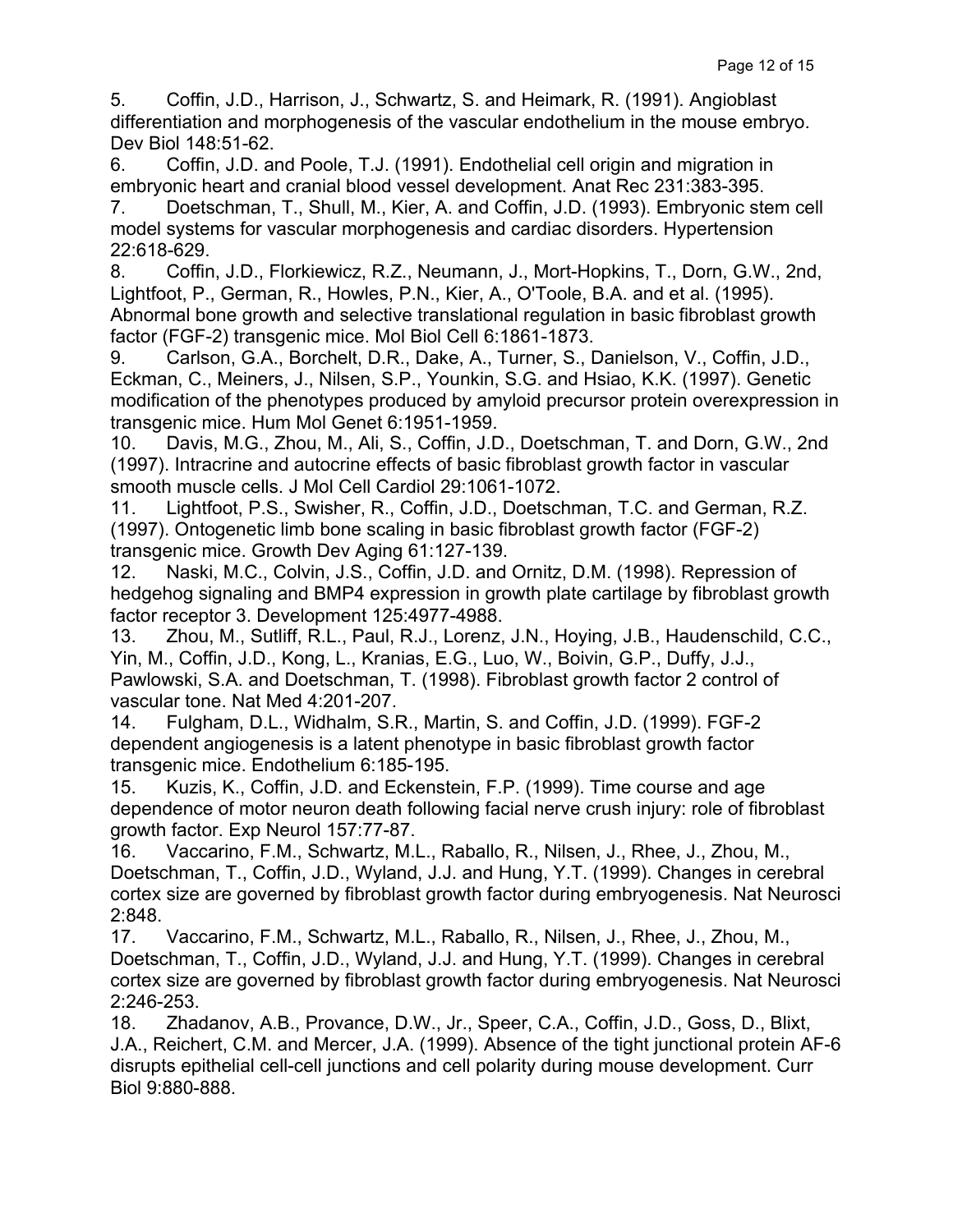5. Coffin, J.D., Harrison, J., Schwartz, S. and Heimark, R. (1991). Angioblast differentiation and morphogenesis of the vascular endothelium in the mouse embryo. Dev Biol 148:51-62.

6. Coffin, J.D. and Poole, T.J. (1991). Endothelial cell origin and migration in embryonic heart and cranial blood vessel development. Anat Rec 231:383-395.

7. Doetschman, T., Shull, M., Kier, A. and Coffin, J.D. (1993). Embryonic stem cell model systems for vascular morphogenesis and cardiac disorders. Hypertension 22:618-629.

8. Coffin, J.D., Florkiewicz, R.Z., Neumann, J., Mort-Hopkins, T., Dorn, G.W., 2nd, Lightfoot, P., German, R., Howles, P.N., Kier, A., O'Toole, B.A. and et al. (1995). Abnormal bone growth and selective translational regulation in basic fibroblast growth factor (FGF-2) transgenic mice. Mol Biol Cell 6:1861-1873.

9. Carlson, G.A., Borchelt, D.R., Dake, A., Turner, S., Danielson, V., Coffin, J.D., Eckman, C., Meiners, J., Nilsen, S.P., Younkin, S.G. and Hsiao, K.K. (1997). Genetic modification of the phenotypes produced by amyloid precursor protein overexpression in transgenic mice. Hum Mol Genet 6:1951-1959.

10. Davis, M.G., Zhou, M., Ali, S., Coffin, J.D., Doetschman, T. and Dorn, G.W., 2nd (1997). Intracrine and autocrine effects of basic fibroblast growth factor in vascular smooth muscle cells. J Mol Cell Cardiol 29:1061-1072.

11. Lightfoot, P.S., Swisher, R., Coffin, J.D., Doetschman, T.C. and German, R.Z. (1997). Ontogenetic limb bone scaling in basic fibroblast growth factor (FGF-2) transgenic mice. Growth Dev Aging 61:127-139.

12. Naski, M.C., Colvin, J.S., Coffin, J.D. and Ornitz, D.M. (1998). Repression of hedgehog signaling and BMP4 expression in growth plate cartilage by fibroblast growth factor receptor 3. Development 125:4977-4988.

13. Zhou, M., Sutliff, R.L., Paul, R.J., Lorenz, J.N., Hoying, J.B., Haudenschild, C.C., Yin, M., Coffin, J.D., Kong, L., Kranias, E.G., Luo, W., Boivin, G.P., Duffy, J.J., Pawlowski, S.A. and Doetschman, T. (1998). Fibroblast growth factor 2 control of vascular tone. Nat Med 4:201-207.

14. Fulgham, D.L., Widhalm, S.R., Martin, S. and Coffin, J.D. (1999). FGF-2 dependent angiogenesis is a latent phenotype in basic fibroblast growth factor transgenic mice. Endothelium 6:185-195.

15. Kuzis, K., Coffin, J.D. and Eckenstein, F.P. (1999). Time course and age dependence of motor neuron death following facial nerve crush injury: role of fibroblast growth factor. Exp Neurol 157:77-87.

16. Vaccarino, F.M., Schwartz, M.L., Raballo, R., Nilsen, J., Rhee, J., Zhou, M., Doetschman, T., Coffin, J.D., Wyland, J.J. and Hung, Y.T. (1999). Changes in cerebral cortex size are governed by fibroblast growth factor during embryogenesis. Nat Neurosci 2:848.

17. Vaccarino, F.M., Schwartz, M.L., Raballo, R., Nilsen, J., Rhee, J., Zhou, M., Doetschman, T., Coffin, J.D., Wyland, J.J. and Hung, Y.T. (1999). Changes in cerebral cortex size are governed by fibroblast growth factor during embryogenesis. Nat Neurosci 2:246-253.

18. Zhadanov, A.B., Provance, D.W., Jr., Speer, C.A., Coffin, J.D., Goss, D., Blixt, J.A., Reichert, C.M. and Mercer, J.A. (1999). Absence of the tight junctional protein AF-6 disrupts epithelial cell-cell junctions and cell polarity during mouse development. Curr Biol 9:880-888.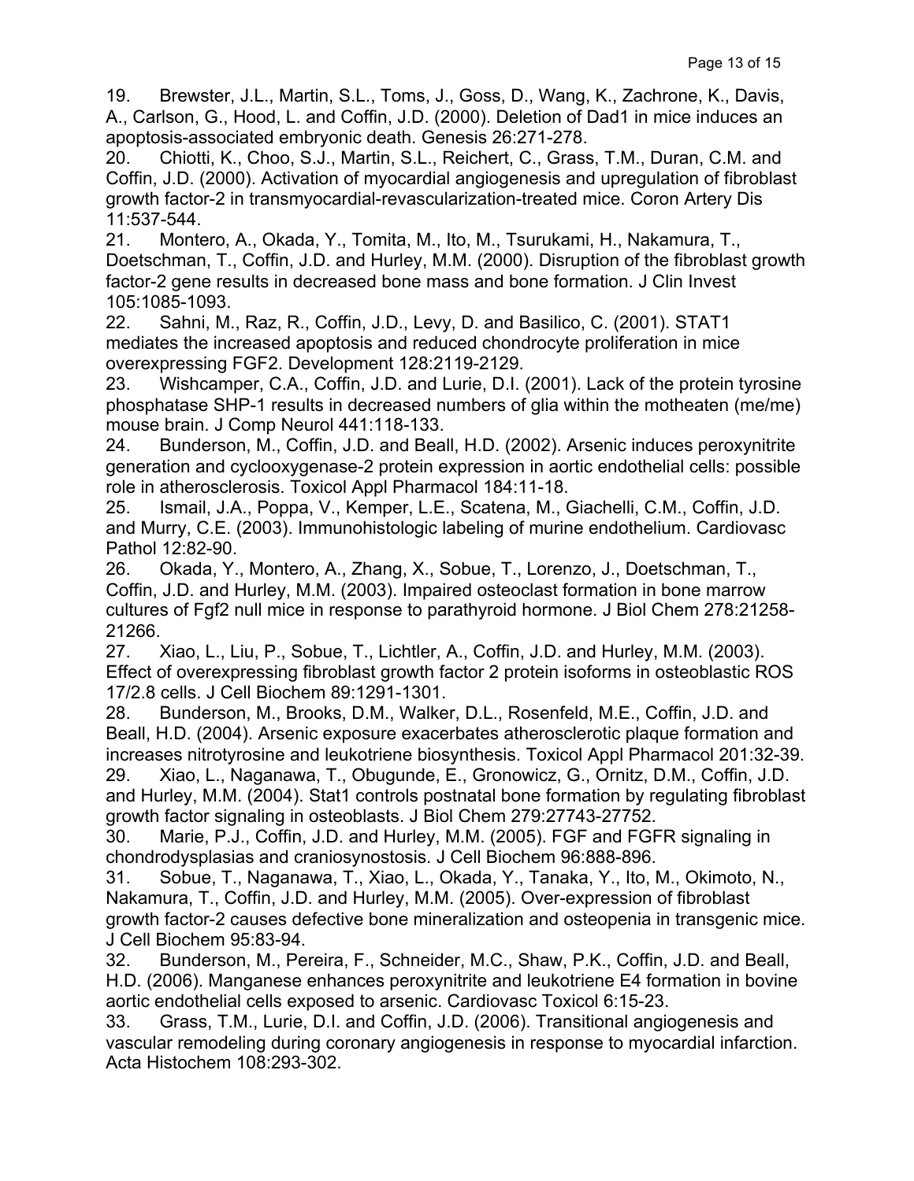19. Brewster, J.L., Martin, S.L., Toms, J., Goss, D., Wang, K., Zachrone, K., Davis, A., Carlson, G., Hood, L. and Coffin, J.D. (2000). Deletion of Dad1 in mice induces an apoptosis-associated embryonic death. Genesis 26:271-278.
20. Chiotti, K., Choo, S.J., Martin, S.L., Reichert, C., Grass, T.M., Duran, C.M. and Coffin, J.D. (2000). Activation of myocardial angiogenesis and upregulation of fibroblast growth factor-2 in transmyocardial-revascularization-treated mice. Coron Artery Dis 11:537-544.
21. Montero, A., Okada, Y., Tomita, M., Ito, M., Tsurukami, H., Nakamura, T., Doetschman, T., Coffin, J.D. and Hurley, M.M. (2000). Disruption of the fibroblast growth factor-2 gene results in decreased bone mass and bone formation. J Clin Invest 105:1085-1093.
22. Sahni, M., Raz, R., Coffin, J.D., Levy, D. and Basilico, C. (2001). STAT1 mediates the increased apoptosis and reduced chondrocyte proliferation in mice overexpressing FGF2. Development 128:2119-2129.
23. Wishcamper, C.A., Coffin, J.D. and Lurie, D.I. (2001). Lack of the protein tyrosine phosphatase SHP-1 results in decreased numbers of glia within the motheaten (me/me) mouse brain. J Comp Neurol 441:118-133.
24. Bunderson, M., Coffin, J.D. and Beall, H.D. (2002). Arsenic induces peroxynitrite generation and cyclooxygenase-2 protein expression in aortic endothelial cells: possible role in atherosclerosis. Toxicol Appl Pharmacol 184:11-18.
25. Ismail, J.A., Poppa, V., Kemper, L.E., Scatena, M., Giachelli, C.M., Coffin, J.D. and Murry, C.E. (2003). Immunohistologic labeling of murine endothelium. Cardiovasc Pathol 12:82-90.
26. Okada, Y., Montero, A., Zhang, X., Sobue, T., Lorenzo, J., Doetschman, T., Coffin, J.D. and Hurley, M.M. (2003). Impaired osteoclast formation in bone marrow cultures of Fgf2 null mice in response to parathyroid hormone. J Biol Chem 278:21258-21266.
27. Xiao, L., Liu, P., Sobue, T., Lichtler, A., Coffin, J.D. and Hurley, M.M. (2003). Effect of overexpressing fibroblast growth factor 2 protein isoforms in osteoblastic ROS 17/2.8 cells. J Cell Biochem 89:1291-1301.
28. Bunderson, M., Brooks, D.M., Walker, D.L., Rosenfeld, M.E., Coffin, J.D. and Beall, H.D. (2004). Arsenic exposure exacerbates atherosclerotic plaque formation and increases nitrotyrosine and leukotriene biosynthesis. Toxicol Appl Pharmacol 201:32-39.
29. Xiao, L., Naganawa, T., Obugunde, E., Gronowicz, G., Ornitz, D.M., Coffin, J.D. and Hurley, M.M. (2004). Stat1 controls postnatal bone formation by regulating fibroblast growth factor signaling in osteoblasts. J Biol Chem 279:27743-27752.
30. Marie, P.J., Coffin, J.D. and Hurley, M.M. (2005). FGF and FGFR signaling in chondrodysplasias and craniosynostosis. J Cell Biochem 96:888-896.
31. Sobue, T., Naganawa, T., Xiao, L., Okada, Y., Tanaka, Y., Ito, M., Okimoto, N., Nakamura, T., Coffin, J.D. and Hurley, M.M. (2005). Over-expression of fibroblast growth factor-2 causes defective bone mineralization and osteopenia in transgenic mice. J Cell Biochem 95:83-94.
32. Bunderson, M., Pereira, F., Schneider, M.C., Shaw, P.K., Coffin, J.D. and Beall, H.D. (2006). Manganese enhances peroxynitrite and leukotriene E4 formation in bovine aortic endothelial cells exposed to arsenic. Cardiovasc Toxicol 6:15-23.
33. Grass, T.M., Lurie, D.I. and Coffin, J.D. (2006). Transitional angiogenesis and vascular remodeling during coronary angiogenesis in response to myocardial infarction. Acta Histochem 108:293-302.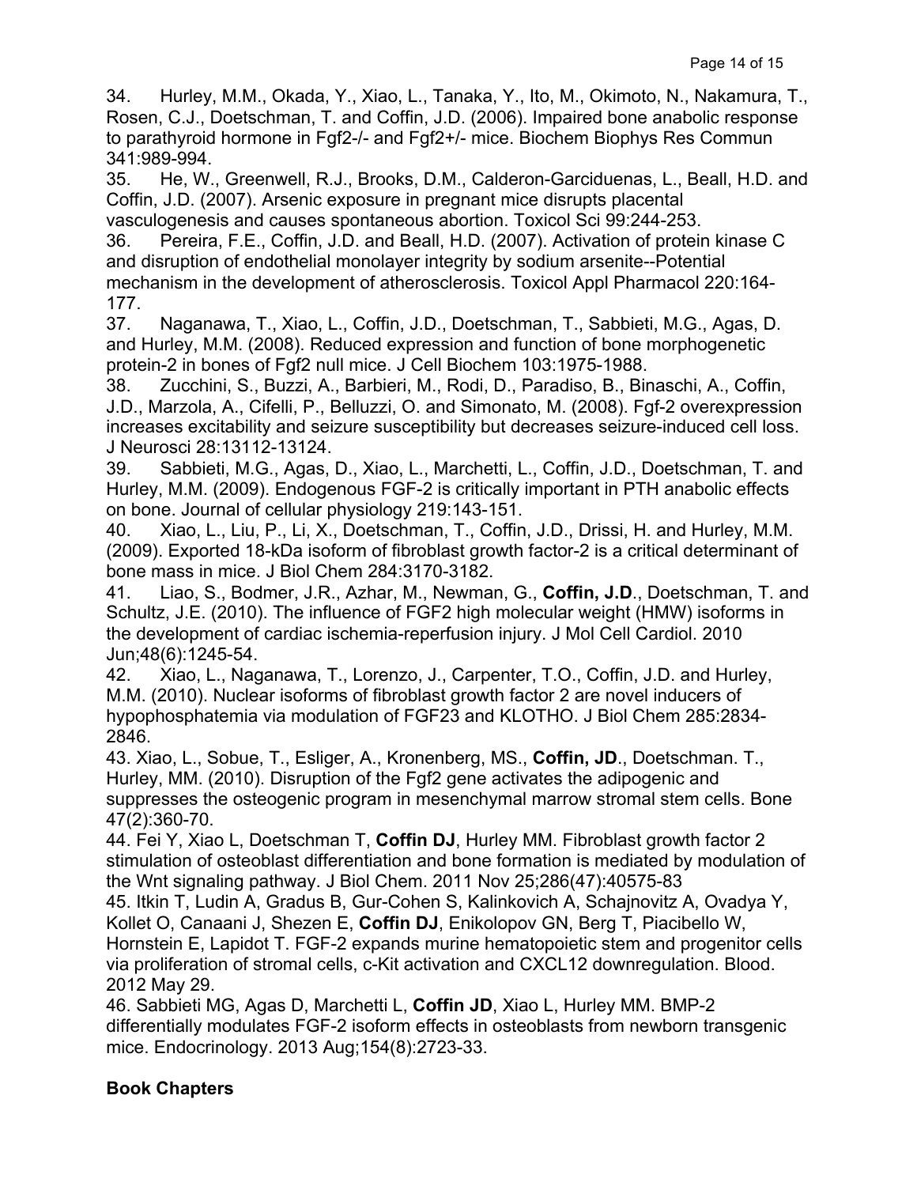34. Hurley, M.M., Okada, Y., Xiao, L., Tanaka, Y., Ito, M., Okimoto, N., Nakamura, T., Rosen, C.J., Doetschman, T. and Coffin, J.D. (2006). Impaired bone anabolic response to parathyroid hormone in Fgf2-/- and Fgf2+/- mice. Biochem Biophys Res Commun 341:989-994.

35. He, W., Greenwell, R.J., Brooks, D.M., Calderon-Garciduenas, L., Beall, H.D. and Coffin, J.D. (2007). Arsenic exposure in pregnant mice disrupts placental vasculogenesis and causes spontaneous abortion. Toxicol Sci 99:244-253.

36. Pereira, F.E., Coffin, J.D. and Beall, H.D. (2007). Activation of protein kinase C and disruption of endothelial monolayer integrity by sodium arsenite--Potential mechanism in the development of atherosclerosis. Toxicol Appl Pharmacol 220:164-177.

37. Naganawa, T., Xiao, L., Coffin, J.D., Doetschman, T., Sabbieti, M.G., Agas, D. and Hurley, M.M. (2008). Reduced expression and function of bone morphogenetic protein-2 in bones of Fgf2 null mice. J Cell Biochem 103:1975-1988.

38. Zucchini, S., Buzzi, A., Barbieri, M., Rodi, D., Paradiso, B., Binaschi, A., Coffin, J.D., Marzola, A., Cifelli, P., Belluzzi, O. and Simonato, M. (2008). Fgf-2 overexpression increases excitability and seizure susceptibility but decreases seizure-induced cell loss. J Neurosci 28:13112-13124.

39. Sabbieti, M.G., Agas, D., Xiao, L., Marchetti, L., Coffin, J.D., Doetschman, T. and Hurley, M.M. (2009). Endogenous FGF-2 is critically important in PTH anabolic effects on bone. Journal of cellular physiology 219:143-151.

40. Xiao, L., Liu, P., Li, X., Doetschman, T., Coffin, J.D., Drissi, H. and Hurley, M.M. (2009). Exported 18-kDa isoform of fibroblast growth factor-2 is a critical determinant of bone mass in mice. J Biol Chem 284:3170-3182.

41. Liao, S., Bodmer, J.R., Azhar, M., Newman, G., **Coffin, J.D**., Doetschman, T. and Schultz, J.E. (2010). The influence of FGF2 high molecular weight (HMW) isoforms in the development of cardiac ischemia-reperfusion injury. J Mol Cell Cardiol. 2010 Jun;48(6):1245-54.

42. Xiao, L., Naganawa, T., Lorenzo, J., Carpenter, T.O., Coffin, J.D. and Hurley, M.M. (2010). Nuclear isoforms of fibroblast growth factor 2 are novel inducers of hypophosphatemia via modulation of FGF23 and KLOTHO. J Biol Chem 285:2834-2846.

43. Xiao, L., Sobue, T., Esliger, A., Kronenberg, MS., **Coffin, JD**., Doetschman. T., Hurley, MM. (2010). Disruption of the Fgf2 gene activates the adipogenic and suppresses the osteogenic program in mesenchymal marrow stromal stem cells. Bone 47(2):360-70.

44. Fei Y, Xiao L, Doetschman T, **Coffin DJ**, Hurley MM. Fibroblast growth factor 2 stimulation of osteoblast differentiation and bone formation is mediated by modulation of the Wnt signaling pathway. J Biol Chem. 2011 Nov 25;286(47):40575-83

45. Itkin T, Ludin A, Gradus B, Gur-Cohen S, Kalinkovich A, Schajnovitz A, Ovadya Y, Kollet O, Canaani J, Shezen E, **Coffin DJ**, Enikolopov GN, Berg T, Piacibello W, Hornstein E, Lapidot T. FGF-2 expands murine hematopoietic stem and progenitor cells via proliferation of stromal cells, c-Kit activation and CXCL12 downregulation. Blood. 2012 May 29.

46. Sabbieti MG, Agas D, Marchetti L, **Coffin JD**, Xiao L, Hurley MM. BMP-2 differentially modulates FGF-2 isoform effects in osteoblasts from newborn transgenic mice. Endocrinology. 2013 Aug;154(8):2723-33.

**Book Chapters**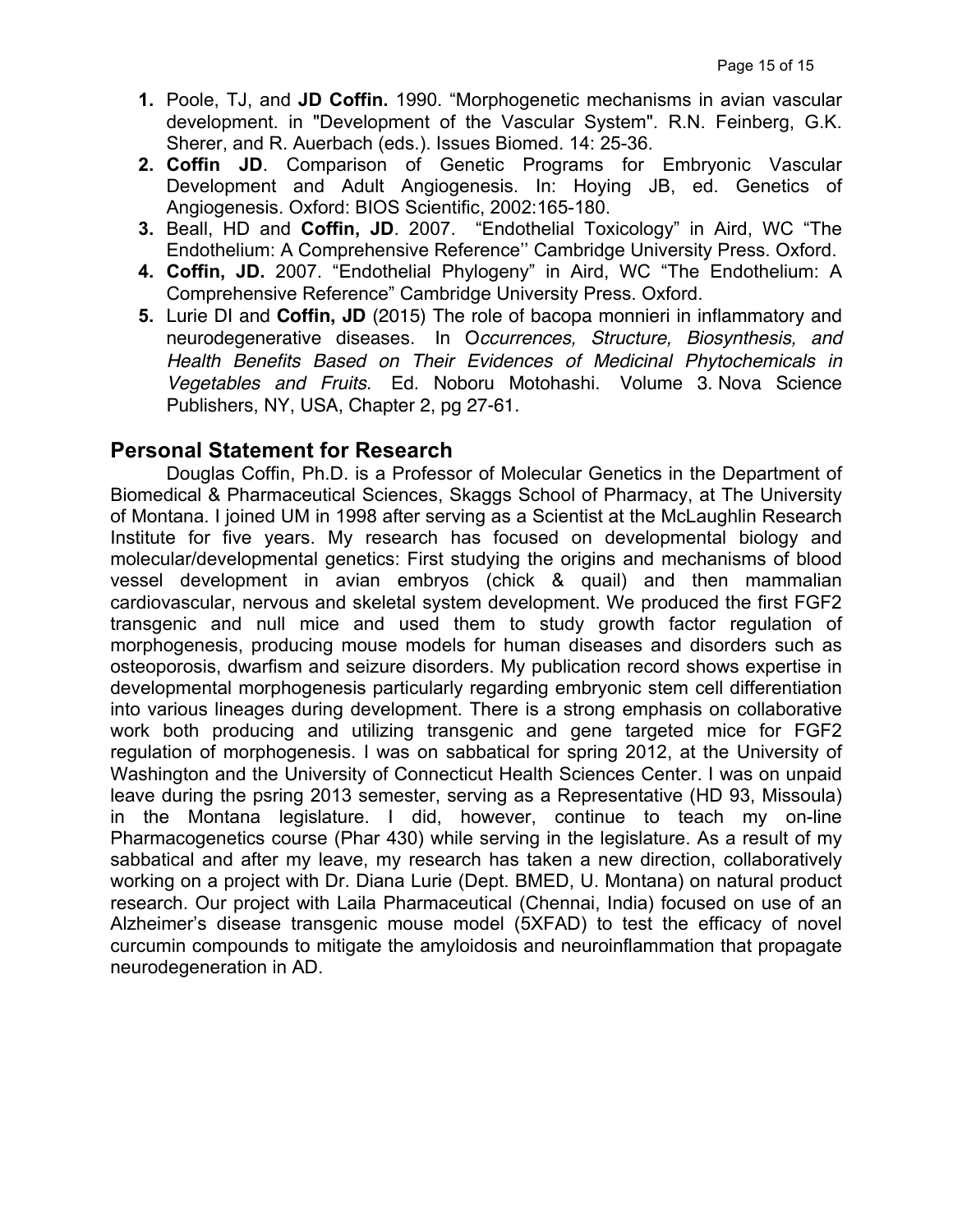1. Poole, TJ, and **JD Coffin.** 1990. “Morphogenetic mechanisms in avian vascular development. in "Development of the Vascular System". R.N. Feinberg, G.K. Sherer, and R. Auerbach (eds.). Issues Biomed. 14: 25-36.
2. **Coffin JD**. Comparison of Genetic Programs for Embryonic Vascular Development and Adult Angiogenesis. In: Hoying JB, ed. Genetics of Angiogenesis. Oxford: BIOS Scientific, 2002:165-180.
3. Beall, HD and **Coffin, JD**. 2007. “Endothelial Toxicology” in Aird, WC “The Endothelium: A Comprehensive Reference’’ Cambridge University Press. Oxford.
4. **Coffin, JD.** 2007. “Endothelial Phylogeny” in Aird, WC “The Endothelium: A Comprehensive Reference” Cambridge University Press. Oxford.
5. Lurie DI and **Coffin, JD** (2015) The role of bacopa monnieri in inflammatory and neurodegenerative diseases. In O*ccurrences, Structure, Biosynthesis, and Health Benefits Based on Their Evidences of Medicinal Phytochemicals in Vegetables and Fruits*. Ed. Noboru Motohashi. Volume 3. Nova Science Publishers, NY, USA, Chapter 2, pg 27-61.

## Personal Statement for Research

Douglas Coffin, Ph.D. is a Professor of Molecular Genetics in the Department of Biomedical & Pharmaceutical Sciences, Skaggs School of Pharmacy, at The University of Montana. I joined UM in 1998 after serving as a Scientist at the McLaughlin Research Institute for five years. My research has focused on developmental biology and molecular/developmental genetics: First studying the origins and mechanisms of blood vessel development in avian embryos (chick & quail) and then mammalian cardiovascular, nervous and skeletal system development. We produced the first FGF2 transgenic and null mice and used them to study growth factor regulation of morphogenesis, producing mouse models for human diseases and disorders such as osteoporosis, dwarfism and seizure disorders. My publication record shows expertise in developmental morphogenesis particularly regarding embryonic stem cell differentiation into various lineages during development. There is a strong emphasis on collaborative work both producing and utilizing transgenic and gene targeted mice for FGF2 regulation of morphogenesis. I was on sabbatical for spring 2012, at the University of Washington and the University of Connecticut Health Sciences Center. I was on unpaid leave during the psring 2013 semester, serving as a Representative (HD 93, Missoula) in the Montana legislature. I did, however, continue to teach my on-line Pharmacogenetics course (Phar 430) while serving in the legislature. As a result of my sabbatical and after my leave, my research has taken a new direction, collaboratively working on a project with Dr. Diana Lurie (Dept. BMED, U. Montana) on natural product research. Our project with Laila Pharmaceutical (Chennai, India) focused on use of an Alzheimer’s disease transgenic mouse model (5XFAD) to test the efficacy of novel curcumin compounds to mitigate the amyloidosis and neuroinflammation that propagate neurodegeneration in AD.